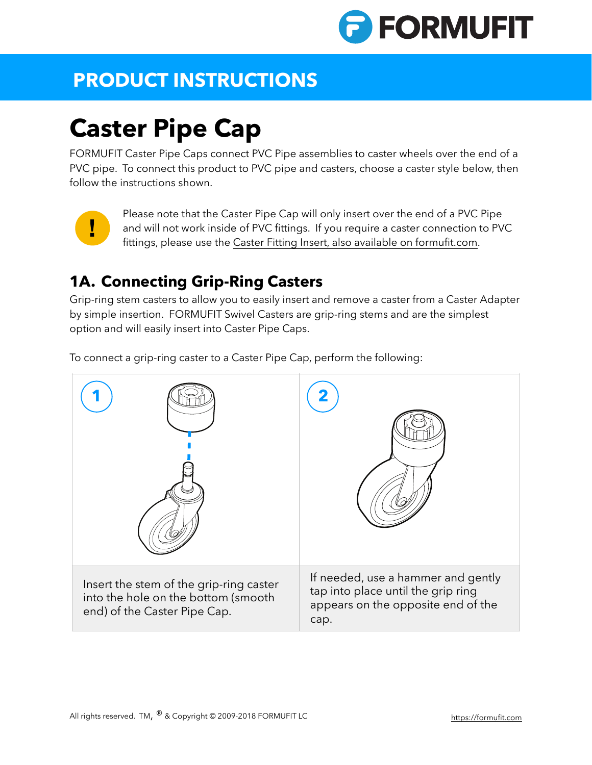# PRODUCT INSTRUCTIONS

# Caster Pipe Cap

FORMUFIT Caster Pipe Caps connect PVC Pipe assemblies to caster wheels over the end of a PVC pipe. To connect this product to PVC pipe and casters, choose a caster style below, then follow the instructions shown.

**!** Please note that the Caster Pipe Cap will only insert over the end of a PVC Pipe and will not work inside of PVC fittings. If you require a caster connection to PVC fittings, please use the Caster Fitting Insert, also available on formufit.com.

## 1A. Connecting Grip-Ring Casters

Grip-ring stem casters to allow you to easily insert and remove a caster from a Caster Adapter by simple insertion. FORMUFIT Swivel Casters are grip-ring stems and are the simplest option and will easily insert into Caster Pipe Caps.

To connect a grip-ring caster to a Caster Pipe Cap, perform the following:

| 1 | 2 |
|---|---|
| Insert the stem of the grip-ring caster into the hole on the bottom (smooth end) of the Caster Pipe Cap. | If needed, use a hammer and gently tap into place until the grip ring appears on the opposite end of the cap. |

All rights reserved. TM, ® & Copyright © 2009-2018 FORMUFIT LC

https://formufit.com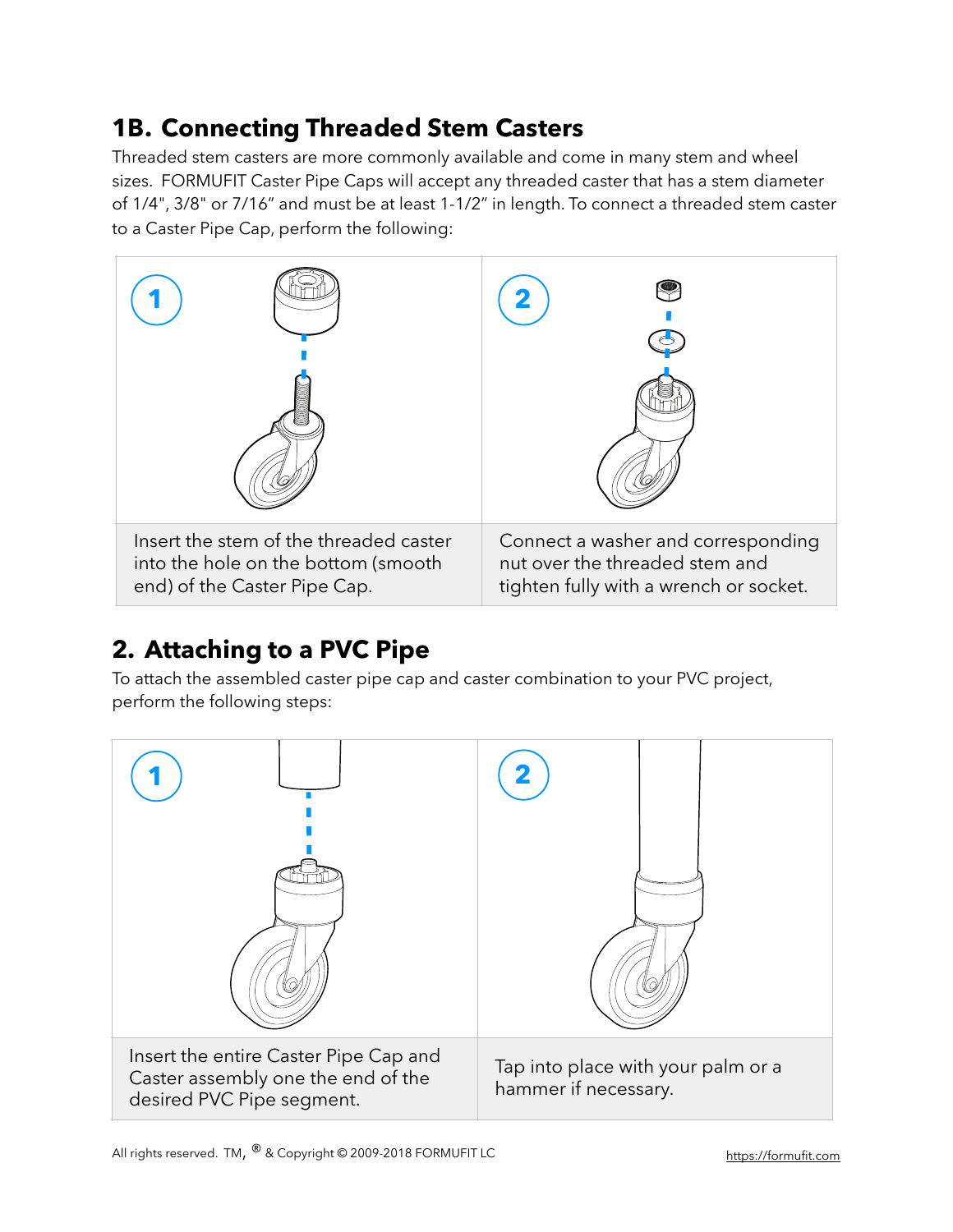## 1B. Connecting Threaded Stem Casters

Threaded stem casters are more commonly available and come in many stem and wheel sizes. FORMUFIT Caster Pipe Caps will accept any threaded caster that has a stem diameter of 1/4", 3/8" or 7/16" and must be at least 1-1/2" in length. To connect a threaded stem caster to a Caster Pipe Cap, perform the following:

| 1 | 2 |
| --- | --- |
| Insert the stem of the threaded caster into the hole on the bottom (smooth end) of the Caster Pipe Cap. | Connect a washer and corresponding nut over the threaded stem and tighten fully with a wrench or socket. |

## 2. Attaching to a PVC Pipe

To attach the assembled caster pipe cap and caster combination to your PVC project, perform the following steps:

| 1 | 2 |
| --- | --- |
| Insert the entire Caster Pipe Cap and Caster assembly one the end of the desired PVC Pipe segment. | Tap into place with your palm or a hammer if necessary. |

All rights reserved. TM, ® & Copyright © 2009-2018 FORMUFIT LC

https://formufit.com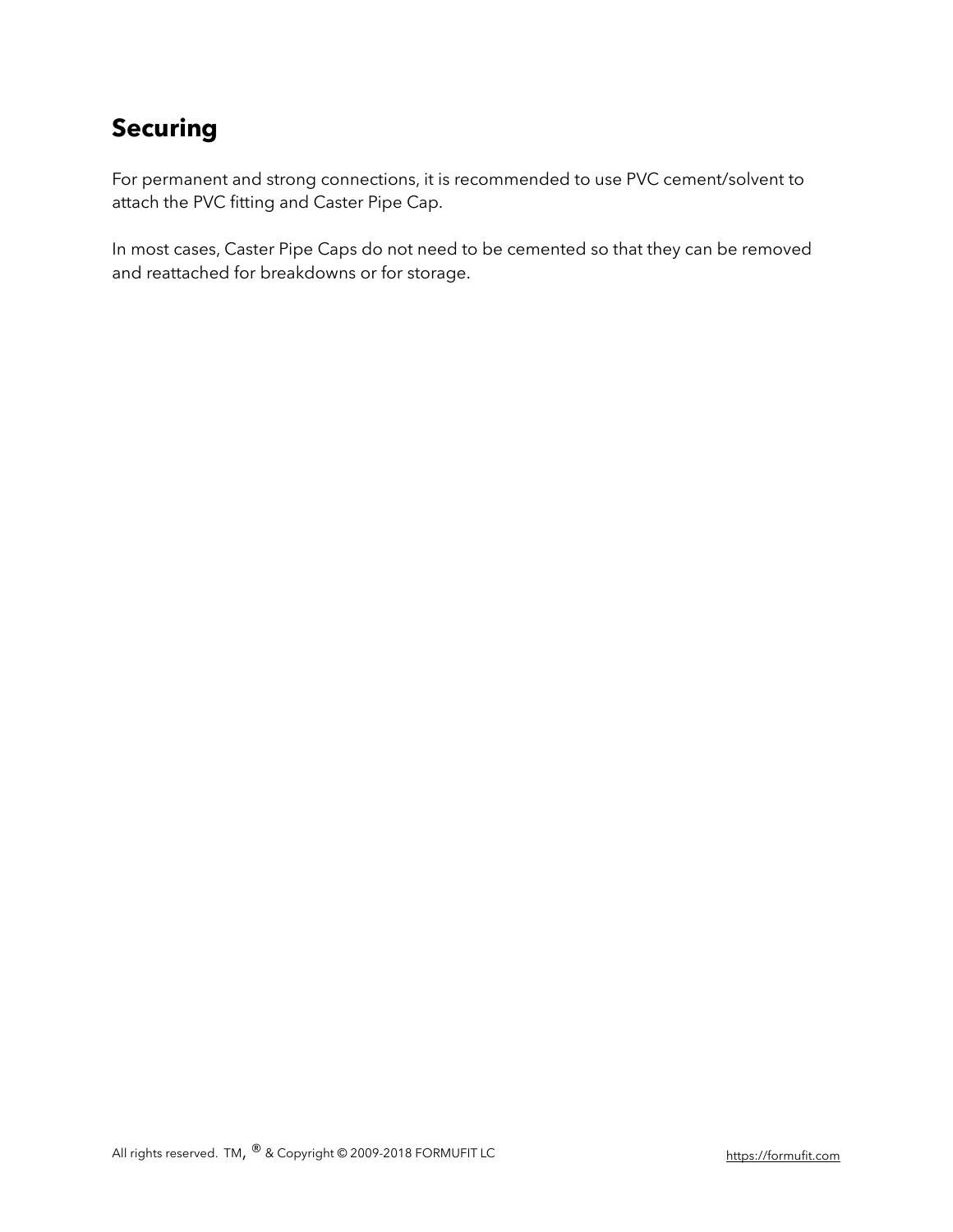## Securing

For permanent and strong connections, it is recommended to use PVC cement/solvent to attach the PVC fitting and Caster Pipe Cap.

In most cases, Caster Pipe Caps do not need to be cemented so that they can be removed and reattached for breakdowns or for storage.